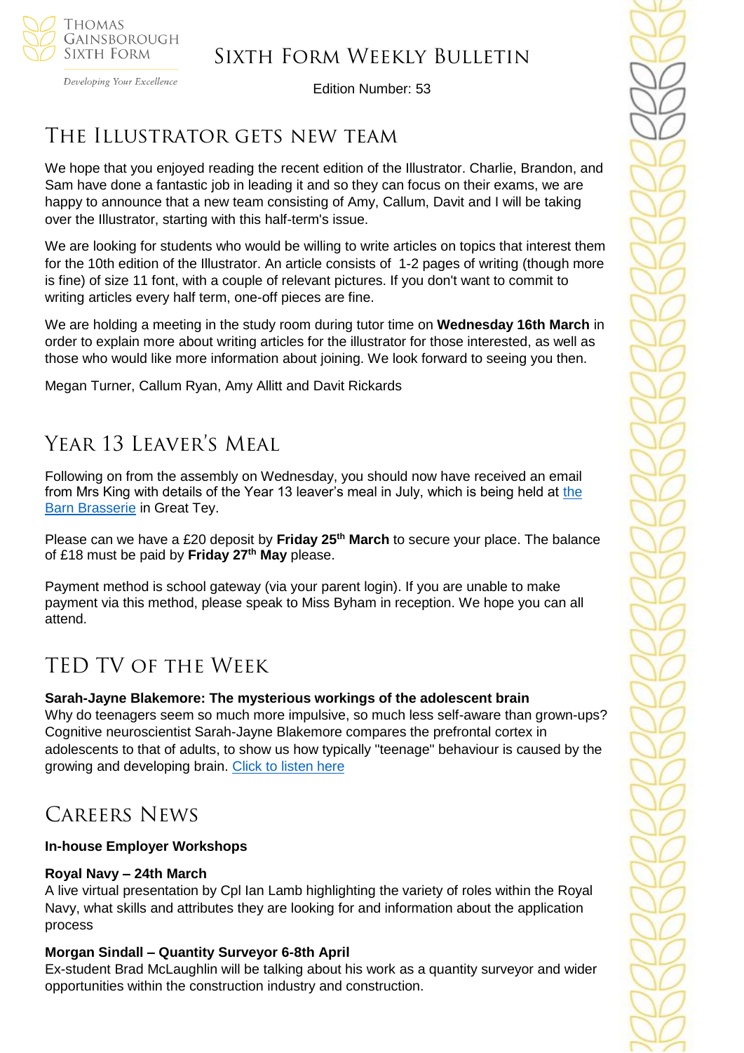# Sixth Form Weekly Bulletin

Edition Number: 53

## The Illustrator gets new team

We hope that you enjoyed reading the recent edition of the Illustrator. Charlie, Brandon, and Sam have done a fantastic job in leading it and so they can focus on their exams, we are happy to announce that a new team consisting of Amy, Callum, Davit and I will be taking over the Illustrator, starting with this half-term's issue.

We are looking for students who would be willing to write articles on topics that interest them for the 10th edition of the Illustrator. An article consists of 1-2 pages of writing (though more is fine) of size 11 font, with a couple of relevant pictures. If you don't want to commit to writing articles every half term, one-off pieces are fine.

We are holding a meeting in the study room during tutor time on **Wednesday 16th March** in order to explain more about writing articles for the illustrator for those interested, as well as those who would like more information about joining. We look forward to seeing you then.

Megan Turner, Callum Ryan, Amy Allitt and Davit Rickards

## Year 13 Leaver's Meal

Following on from the assembly on Wednesday, you should now have received an email from Mrs King with details of the Year 13 leaver's meal in July, which is being held at the Barn Brasserie in Great Tey.

Please can we have a £20 deposit by **Friday 25th March** to secure your place. The balance of £18 must be paid by **Friday 27th May** please.

Payment method is school gateway (via your parent login). If you are unable to make payment via this method, please speak to Miss Byham in reception. We hope you can all attend.

## TED TV of the Week

**Sarah-Jayne Blakemore: The mysterious workings of the adolescent brain**
Why do teenagers seem so much more impulsive, so much less self-aware than grown-ups? Cognitive neuroscientist Sarah-Jayne Blakemore compares the prefrontal cortex in adolescents to that of adults, to show us how typically "teenage" behaviour is caused by the growing and developing brain. Click to listen here

## Careers News

**In-house Employer Workshops**

**Royal Navy – 24th March**
A live virtual presentation by Cpl Ian Lamb highlighting the variety of roles within the Royal Navy, what skills and attributes they are looking for and information about the application process

**Morgan Sindall – Quantity Surveyor 6-8th April**
Ex-student Brad McLaughlin will be talking about his work as a quantity surveyor and wider opportunities within the construction industry and construction.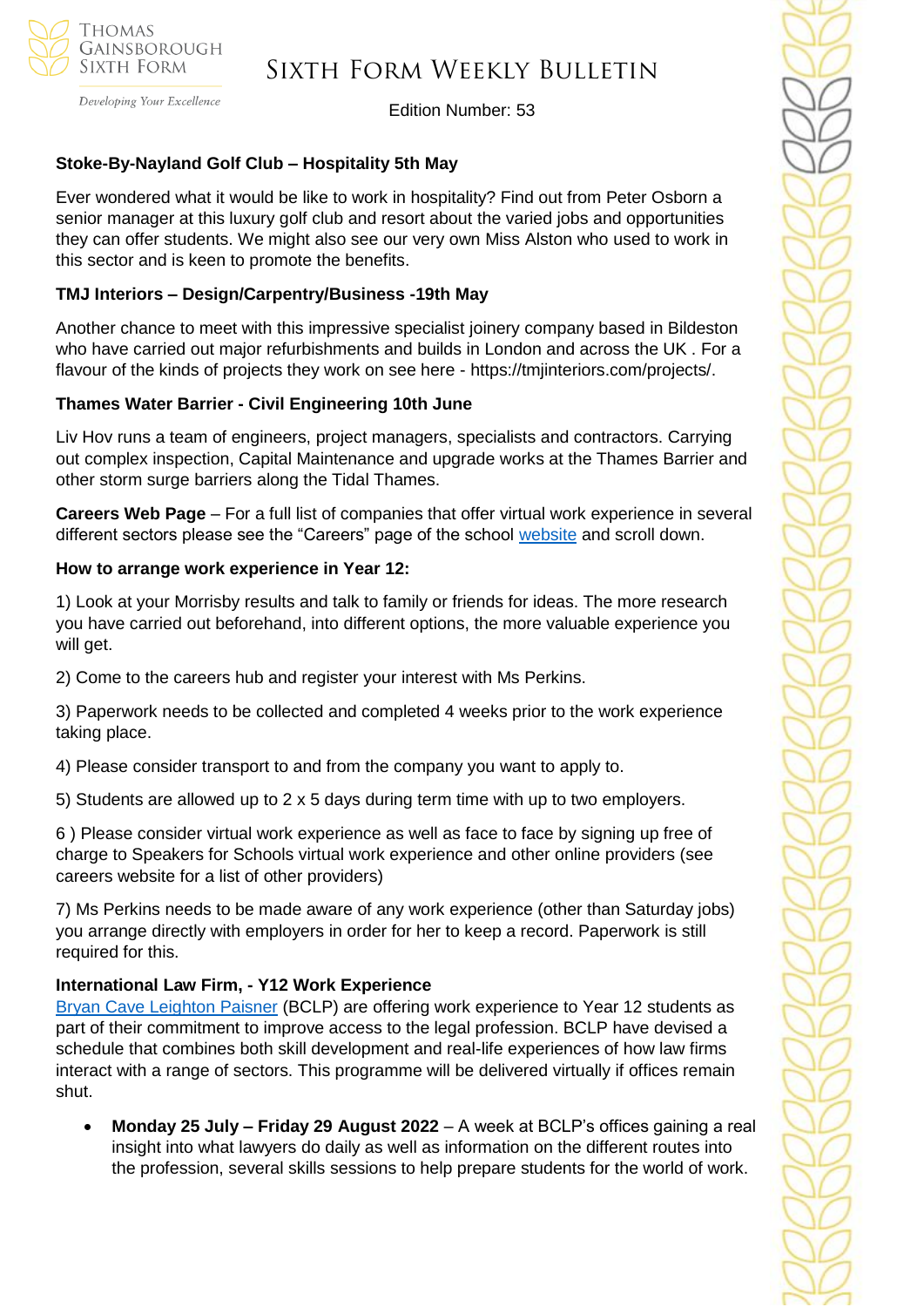**Stoke-By-Nayland Golf Club – Hospitality 5th May**

Ever wondered what it would be like to work in hospitality? Find out from Peter Osborn a senior manager at this luxury golf club and resort about the varied jobs and opportunities they can offer students. We might also see our very own Miss Alston who used to work in this sector and is keen to promote the benefits.

**TMJ Interiors – Design/Carpentry/Business -19th May**

Another chance to meet with this impressive specialist joinery company based in Bildeston who have carried out major refurbishments and builds in London and across the UK . For a flavour of the kinds of projects they work on see here - https://tmjinteriors.com/projects/.

**Thames Water Barrier - Civil Engineering 10th June**

Liv Hov runs a team of engineers, project managers, specialists and contractors. Carrying out complex inspection, Capital Maintenance and upgrade works at the Thames Barrier and other storm surge barriers along the Tidal Thames.

**Careers Web Page** – For a full list of companies that offer virtual work experience in several different sectors please see the "Careers" page of the school website and scroll down.

**How to arrange work experience in Year 12:**

1) Look at your Morrisby results and talk to family or friends for ideas. The more research you have carried out beforehand, into different options, the more valuable experience you will get.

2) Come to the careers hub and register your interest with Ms Perkins.

3) Paperwork needs to be collected and completed 4 weeks prior to the work experience taking place.

4) Please consider transport to and from the company you want to apply to.

5) Students are allowed up to 2 x 5 days during term time with up to two employers.

6 ) Please consider virtual work experience as well as face to face by signing up free of charge to Speakers for Schools virtual work experience and other online providers (see careers website for a list of other providers)

7) Ms Perkins needs to be made aware of any work experience (other than Saturday jobs) you arrange directly with employers in order for her to keep a record. Paperwork is still required for this.

**International Law Firm, - Y12 Work Experience**

Bryan Cave Leighton Paisner (BCLP) are offering work experience to Year 12 students as part of their commitment to improve access to the legal profession. BCLP have devised a schedule that combines both skill development and real-life experiences of how law firms interact with a range of sectors. This programme will be delivered virtually if offices remain shut.

- **Monday 25 July – Friday 29 August 2022** – A week at BCLP's offices gaining a real insight into what lawyers do daily as well as information on the different routes into the profession, several skills sessions to help prepare students for the world of work.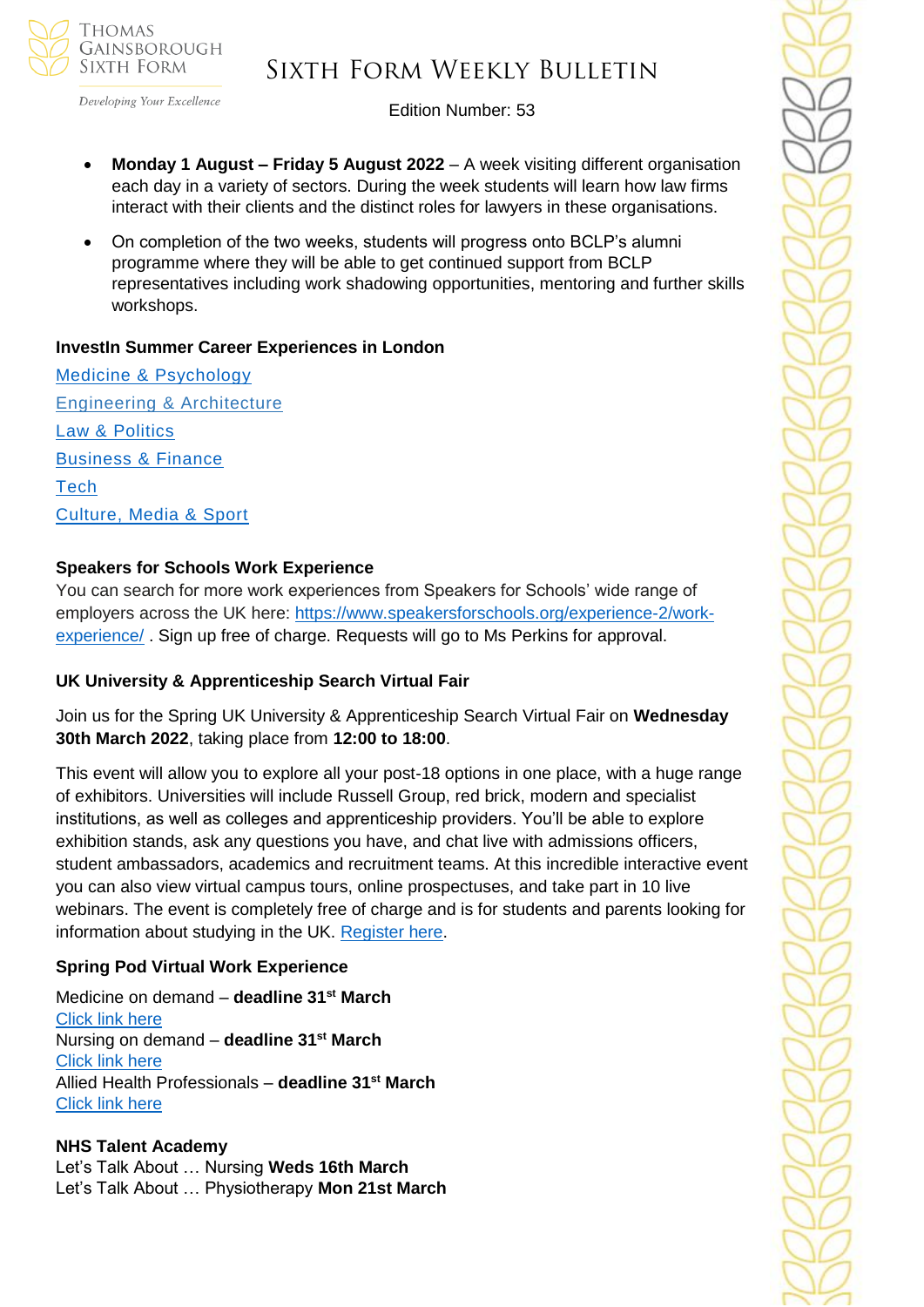- **Monday 1 August – Friday 5 August 2022** – A week visiting different organisation each day in a variety of sectors. During the week students will learn how law firms interact with their clients and the distinct roles for lawyers in these organisations.
- On completion of the two weeks, students will progress onto BCLP's alumni programme where they will be able to get continued support from BCLP representatives including work shadowing opportunities, mentoring and further skills workshops.

**InvestIn Summer Career Experiences in London**

Medicine & Psychology
Engineering & Architecture
Law & Politics
Business & Finance
Tech
Culture, Media & Sport

**Speakers for Schools Work Experience**

You can search for more work experiences from Speakers for Schools' wide range of employers across the UK here: https://www.speakersforschools.org/experience-2/work-experience/ . Sign up free of charge. Requests will go to Ms Perkins for approval.

**UK University & Apprenticeship Search Virtual Fair**

Join us for the Spring UK University & Apprenticeship Search Virtual Fair on **Wednesday 30th March 2022**, taking place from **12:00 to 18:00**.

This event will allow you to explore all your post-18 options in one place, with a huge range of exhibitors. Universities will include Russell Group, red brick, modern and specialist institutions, as well as colleges and apprenticeship providers. You'll be able to explore exhibition stands, ask any questions you have, and chat live with admissions officers, student ambassadors, academics and recruitment teams. At this incredible interactive event you can also view virtual campus tours, online prospectuses, and take part in 10 live webinars. The event is completely free of charge and is for students and parents looking for information about studying in the UK. Register here.

**Spring Pod Virtual Work Experience**

Medicine on demand – **deadline 31st March**
Click link here
Nursing on demand – **deadline 31st March**
Click link here
Allied Health Professionals – **deadline 31st March**
Click link here

**NHS Talent Academy**

Let's Talk About … Nursing **Weds 16th March**
Let's Talk About … Physiotherapy **Mon 21st March**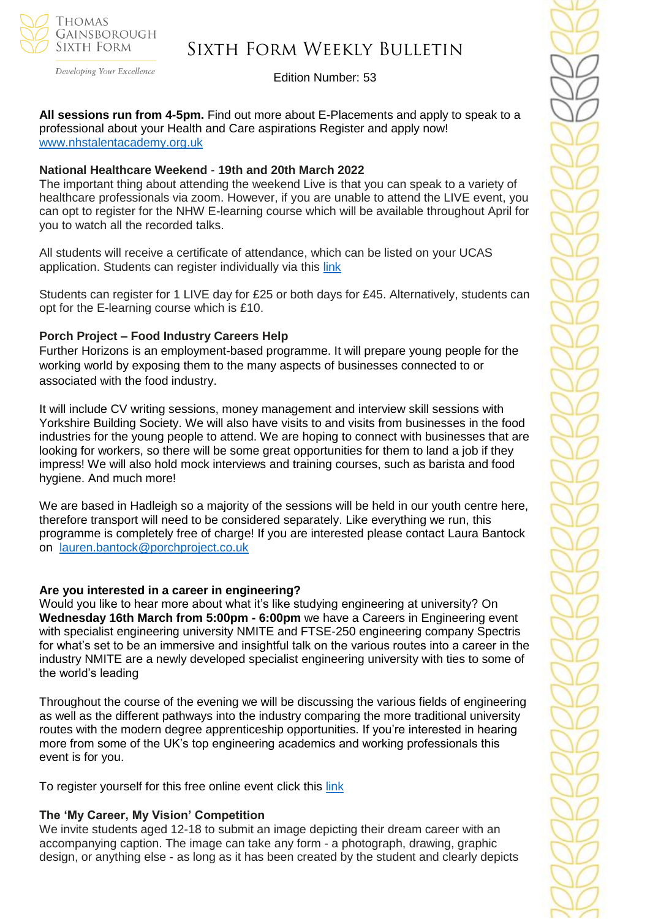**All sessions run from 4-5pm.** Find out more about E-Placements and apply to speak to a professional about your Health and Care aspirations Register and apply now! www.nhstalentacademy.org.uk

**National Healthcare Weekend** - **19th and 20th March 2022**

The important thing about attending the weekend Live is that you can speak to a variety of healthcare professionals via zoom. However, if you are unable to attend the LIVE event, you can opt to register for the NHW E-learning course which will be available throughout April for you to watch all the recorded talks.

All students will receive a certificate of attendance, which can be listed on your UCAS application. Students can register individually via this link

Students can register for 1 LIVE day for £25 or both days for £45. Alternatively, students can opt for the E-learning course which is £10.

**Porch Project – Food Industry Careers Help**

Further Horizons is an employment-based programme. It will prepare young people for the working world by exposing them to the many aspects of businesses connected to or associated with the food industry.

It will include CV writing sessions, money management and interview skill sessions with Yorkshire Building Society. We will also have visits to and visits from businesses in the food industries for the young people to attend. We are hoping to connect with businesses that are looking for workers, so there will be some great opportunities for them to land a job if they impress! We will also hold mock interviews and training courses, such as barista and food hygiene. And much more!

We are based in Hadleigh so a majority of the sessions will be held in our youth centre here, therefore transport will need to be considered separately. Like everything we run, this programme is completely free of charge! If you are interested please contact Laura Bantock on lauren.bantock@porchproject.co.uk

**Are you interested in a career in engineering?**

Would you like to hear more about what it's like studying engineering at university? On **Wednesday 16th March from 5:00pm - 6:00pm** we have a Careers in Engineering event with specialist engineering university NMITE and FTSE-250 engineering company Spectris for what's set to be an immersive and insightful talk on the various routes into a career in the industry NMITE are a newly developed specialist engineering university with ties to some of the world's leading

Throughout the course of the evening we will be discussing the various fields of engineering as well as the different pathways into the industry comparing the more traditional university routes with the modern degree apprenticeship opportunities. If you're interested in hearing more from some of the UK's top engineering academics and working professionals this event is for you.

To register yourself for this free online event click this link

**The 'My Career, My Vision' Competition**

We invite students aged 12-18 to submit an image depicting their dream career with an accompanying caption. The image can take any form - a photograph, drawing, graphic design, or anything else - as long as it has been created by the student and clearly depicts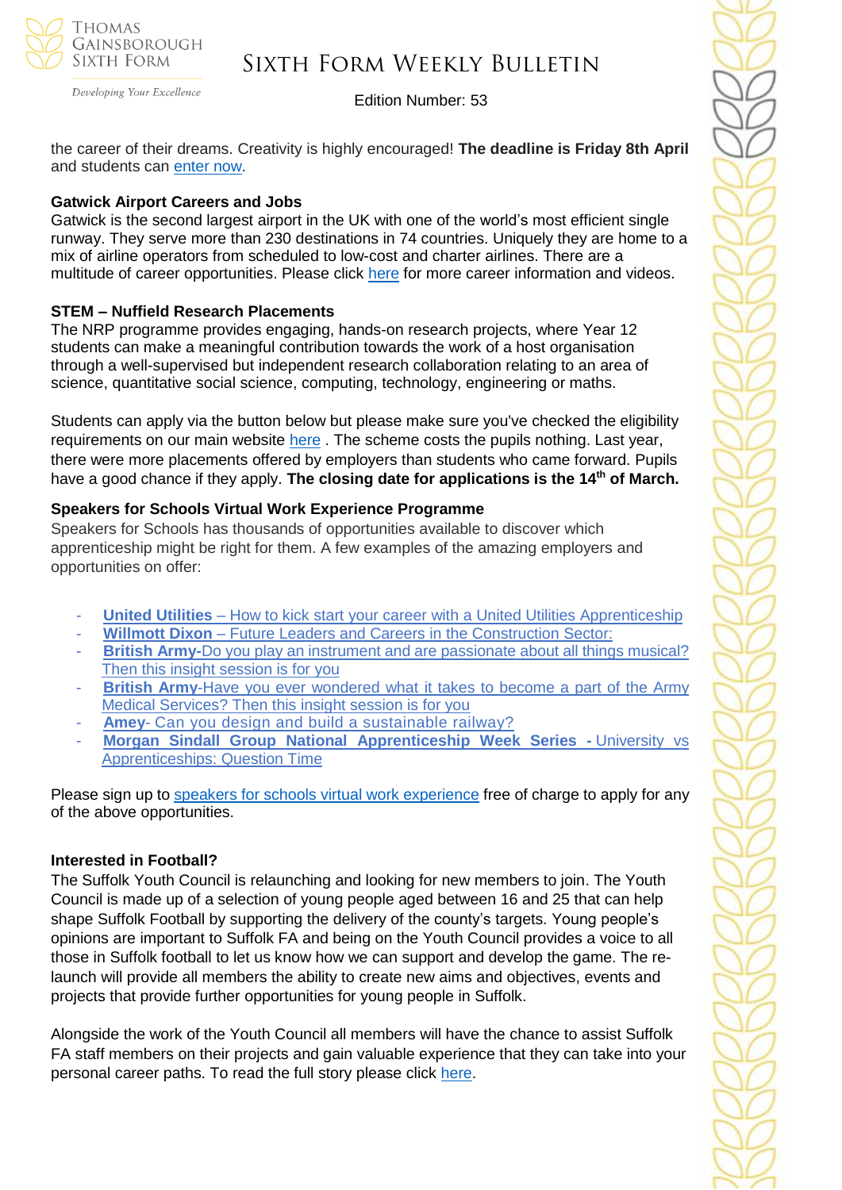the career of their dreams. Creativity is highly encouraged! **The deadline is Friday 8th April** and students can enter now.

**Gatwick Airport Careers and Jobs**

Gatwick is the second largest airport in the UK with one of the world's most efficient single runway. They serve more than 230 destinations in 74 countries. Uniquely they are home to a mix of airline operators from scheduled to low-cost and charter airlines. There are a multitude of career opportunities. Please click here for more career information and videos.

**STEM – Nuffield Research Placements**

The NRP programme provides engaging, hands-on research projects, where Year 12 students can make a meaningful contribution towards the work of a host organisation through a well-supervised but independent research collaboration relating to an area of science, quantitative social science, computing, technology, engineering or maths.

Students can apply via the button below but please make sure you've checked the eligibility requirements on our main website here . The scheme costs the pupils nothing. Last year, there were more placements offered by employers than students who came forward. Pupils have a good chance if they apply. **The closing date for applications is the 14th of March.**

**Speakers for Schools Virtual Work Experience Programme**

Speakers for Schools has thousands of opportunities available to discover which apprenticeship might be right for them. A few examples of the amazing employers and opportunities on offer:

- **United Utilities** – How to kick start your career with a United Utilities Apprenticeship
- **Willmott Dixon** – Future Leaders and Careers in the Construction Sector:
- **British Army**-Do you play an instrument and are passionate about all things musical? Then this insight session is for you
- **British Army**-Have you ever wondered what it takes to become a part of the Army Medical Services? Then this insight session is for you
- **Amey**- Can you design and build a sustainable railway?
- **Morgan Sindall Group National Apprenticeship Week Series -** University vs Apprenticeships: Question Time

Please sign up to speakers for schools virtual work experience free of charge to apply for any of the above opportunities.

**Interested in Football?**

The Suffolk Youth Council is relaunching and looking for new members to join. The Youth Council is made up of a selection of young people aged between 16 and 25 that can help shape Suffolk Football by supporting the delivery of the county's targets. Young people's opinions are important to Suffolk FA and being on the Youth Council provides a voice to all those in Suffolk football to let us know how we can support and develop the game. The re-launch will provide all members the ability to create new aims and objectives, events and projects that provide further opportunities for young people in Suffolk.

Alongside the work of the Youth Council all members will have the chance to assist Suffolk FA staff members on their projects and gain valuable experience that they can take into your personal career paths. To read the full story please click here.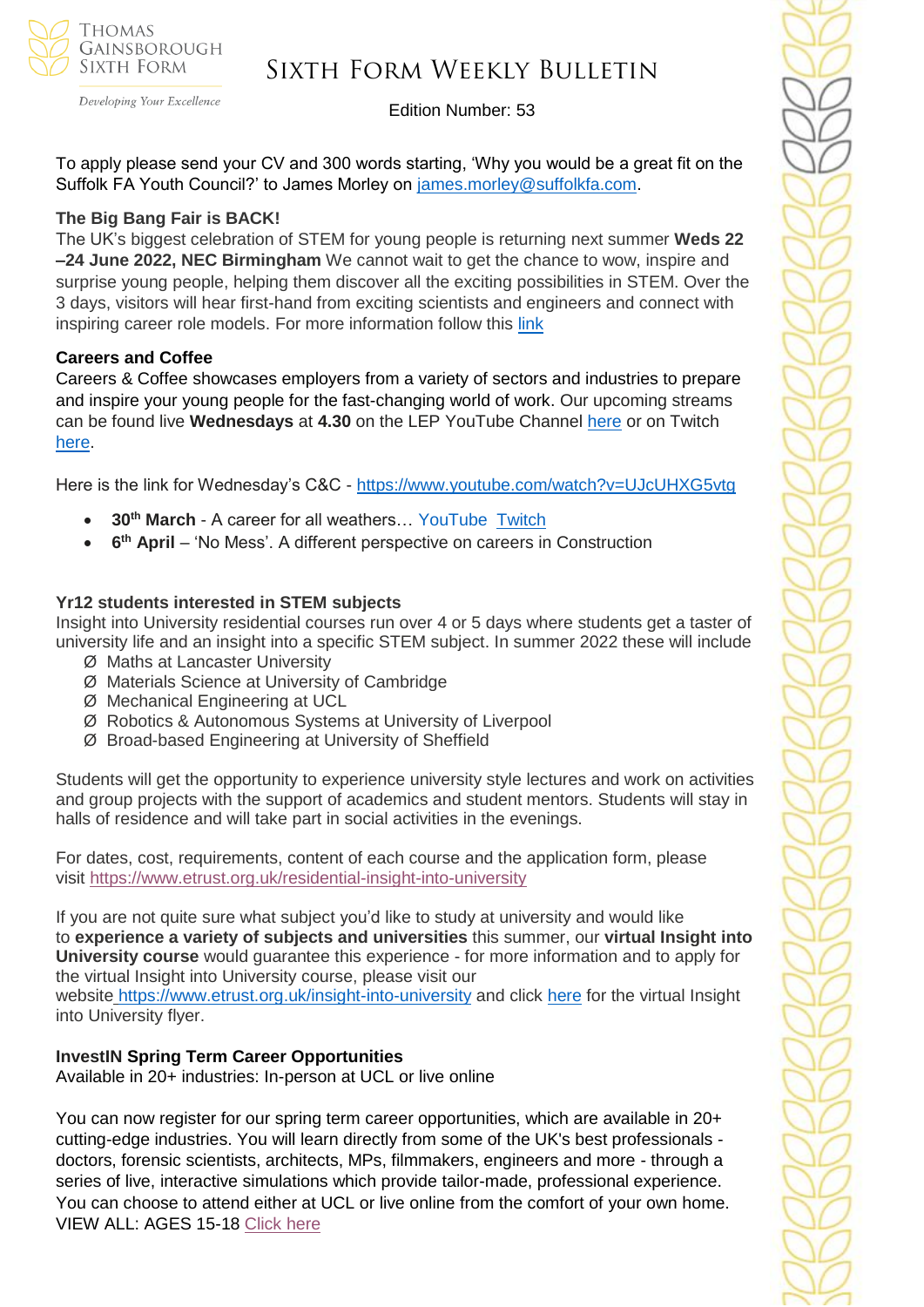To apply please send your CV and 300 words starting, 'Why you would be a great fit on the Suffolk FA Youth Council?' to James Morley on james.morley@suffolkfa.com.

**The Big Bang Fair is BACK!**
The UK's biggest celebration of STEM for young people is returning next summer **Weds 22 –24 June 2022, NEC Birmingham** We cannot wait to get the chance to wow, inspire and surprise young people, helping them discover all the exciting possibilities in STEM. Over the 3 days, visitors will hear first-hand from exciting scientists and engineers and connect with inspiring career role models. For more information follow this link

**Careers and Coffee**
Careers & Coffee showcases employers from a variety of sectors and industries to prepare and inspire your young people for the fast-changing world of work. Our upcoming streams can be found live **Wednesdays** at **4.30** on the LEP YouTube Channel here or on Twitch here.

Here is the link for Wednesday's C&C - https://www.youtube.com/watch?v=UJcUHXG5vtg

- **30th March** - A career for all weathers… YouTube Twitch
- **6th April** – 'No Mess'. A different perspective on careers in Construction

**Yr12 students interested in STEM subjects**
Insight into University residential courses run over 4 or 5 days where students get a taster of university life and an insight into a specific STEM subject. In summer 2022 these will include

- Maths at Lancaster University
- Materials Science at University of Cambridge
- Mechanical Engineering at UCL
- Robotics & Autonomous Systems at University of Liverpool
- Broad-based Engineering at University of Sheffield

Students will get the opportunity to experience university style lectures and work on activities and group projects with the support of academics and student mentors. Students will stay in halls of residence and will take part in social activities in the evenings.

For dates, cost, requirements, content of each course and the application form, please visit https://www.etrust.org.uk/residential-insight-into-university

If you are not quite sure what subject you'd like to study at university and would like to **experience a variety of subjects and universities** this summer, our **virtual Insight into University course** would guarantee this experience - for more information and to apply for the virtual Insight into University course, please visit our website https://www.etrust.org.uk/insight-into-university and click here for the virtual Insight into University flyer.

**InvestIN Spring Term Career Opportunities**
Available in 20+ industries: In-person at UCL or live online

You can now register for our spring term career opportunities, which are available in 20+ cutting-edge industries. You will learn directly from some of the UK's best professionals - doctors, forensic scientists, architects, MPs, filmmakers, engineers and more - through a series of live, interactive simulations which provide tailor-made, professional experience. You can choose to attend either at UCL or live online from the comfort of your own home. VIEW ALL: AGES 15-18 Click here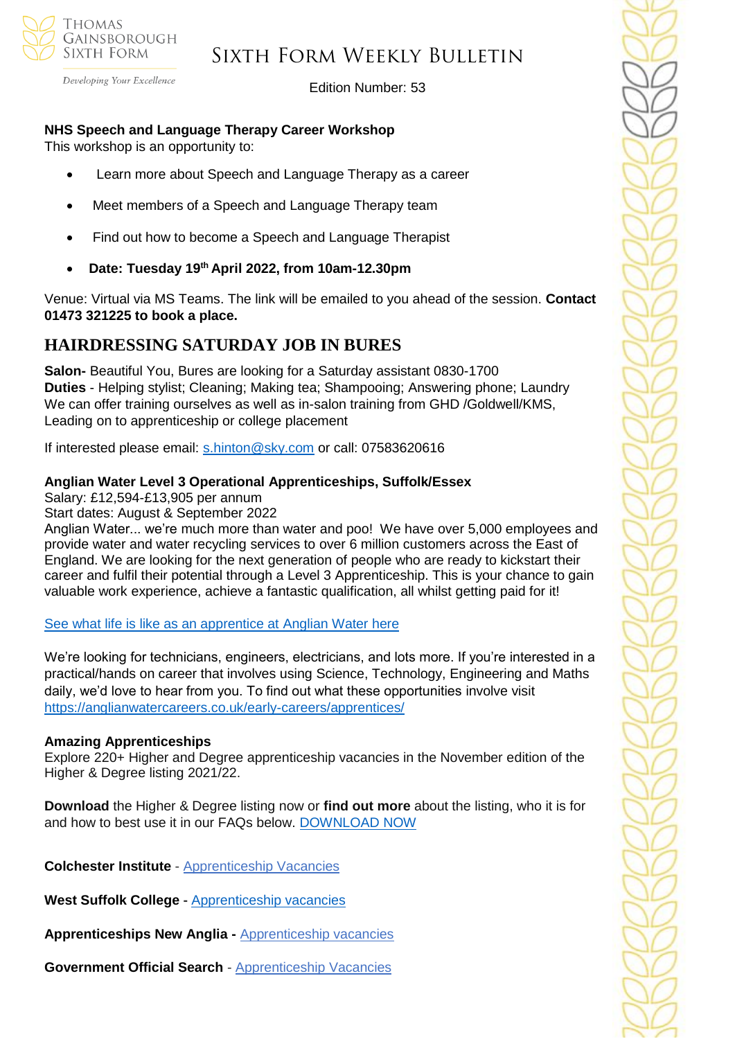**NHS Speech and Language Therapy Career Workshop**
This workshop is an opportunity to:

- Learn more about Speech and Language Therapy as a career
- Meet members of a Speech and Language Therapy team
- Find out how to become a Speech and Language Therapist
- **Date: Tuesday 19th April 2022, from 10am-12.30pm**

Venue: Virtual via MS Teams. The link will be emailed to you ahead of the session. **Contact 01473 321225 to book a place.**

## HAIRDRESSING SATURDAY JOB IN BURES

**Salon-** Beautiful You, Bures are looking for a Saturday assistant 0830-1700
**Duties** - Helping stylist; Cleaning; Making tea; Shampooing; Answering phone; Laundry
We can offer training ourselves as well as in-salon training from GHD /Goldwell/KMS, Leading on to apprenticeship or college placement

If interested please email: s.hinton@sky.com or call: 07583620616

**Anglian Water Level 3 Operational Apprenticeships, Suffolk/Essex**
Salary: £12,594-£13,905 per annum
Start dates: August & September 2022
Anglian Water... we're much more than water and poo! We have over 5,000 employees and provide water and water recycling services to over 6 million customers across the East of England. We are looking for the next generation of people who are ready to kickstart their career and fulfil their potential through a Level 3 Apprenticeship. This is your chance to gain valuable work experience, achieve a fantastic qualification, all whilst getting paid for it!

See what life is like as an apprentice at Anglian Water here

We're looking for technicians, engineers, electricians, and lots more. If you're interested in a practical/hands on career that involves using Science, Technology, Engineering and Maths daily, we'd love to hear from you. To find out what these opportunities involve visit https://anglianwatercareers.co.uk/early-careers/apprentices/

**Amazing Apprenticeships**
Explore 220+ Higher and Degree apprenticeship vacancies in the November edition of the Higher & Degree listing 2021/22.

**Download** the Higher & Degree listing now or **find out more** about the listing, who it is for and how to best use it in our FAQs below. DOWNLOAD NOW

**Colchester Institute** - Apprenticeship Vacancies

**West Suffolk College -** Apprenticeship vacancies

**Apprenticeships New Anglia -** Apprenticeship vacancies

**Government Official Search** - Apprenticeship Vacancies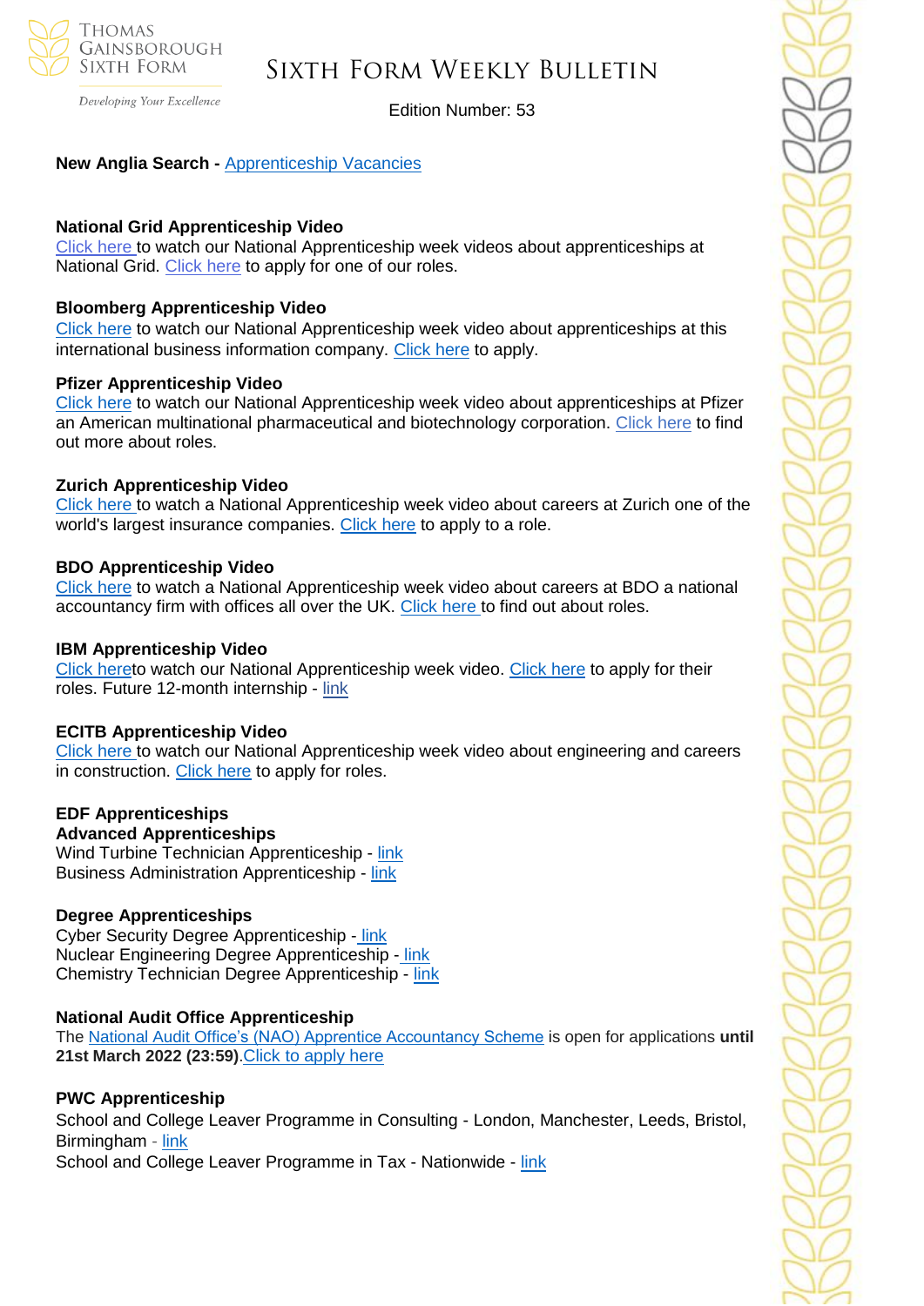**New Anglia Search -** Apprenticeship Vacancies

**National Grid Apprenticeship Video**

Click here to watch our National Apprenticeship week videos about apprenticeships at National Grid. Click here to apply for one of our roles.

**Bloomberg Apprenticeship Video**

Click here to watch our National Apprenticeship week video about apprenticeships at this international business information company. Click here to apply.

**Pfizer Apprenticeship Video**

Click here to watch our National Apprenticeship week video about apprenticeships at Pfizer an American multinational pharmaceutical and biotechnology corporation. Click here to find out more about roles.

**Zurich Apprenticeship Video**

Click here to watch a National Apprenticeship week video about careers at Zurich one of the world's largest insurance companies. Click here to apply to a role.

**BDO Apprenticeship Video**

Click here to watch a National Apprenticeship week video about careers at BDO a national accountancy firm with offices all over the UK. Click here to find out about roles.

**IBM Apprenticeship Video**

Click hereto watch our National Apprenticeship week video. Click here to apply for their roles. Future 12-month internship - link

**ECITB Apprenticeship Video**

Click here to watch our National Apprenticeship week video about engineering and careers in construction. Click here to apply for roles.

**EDF Apprenticeships**

**Advanced Apprenticeships**

Wind Turbine Technician Apprenticeship - link

Business Administration Apprenticeship - link

**Degree Apprenticeships**

Cyber Security Degree Apprenticeship - link

Nuclear Engineering Degree Apprenticeship - link

Chemistry Technician Degree Apprenticeship - link

**National Audit Office Apprenticeship**

The National Audit Office's (NAO) Apprentice Accountancy Scheme is open for applications **until 21st March 2022 (23:59)**.Click to apply here

**PWC Apprenticeship**

School and College Leaver Programme in Consulting - London, Manchester, Leeds, Bristol, Birmingham - link

School and College Leaver Programme in Tax - Nationwide - link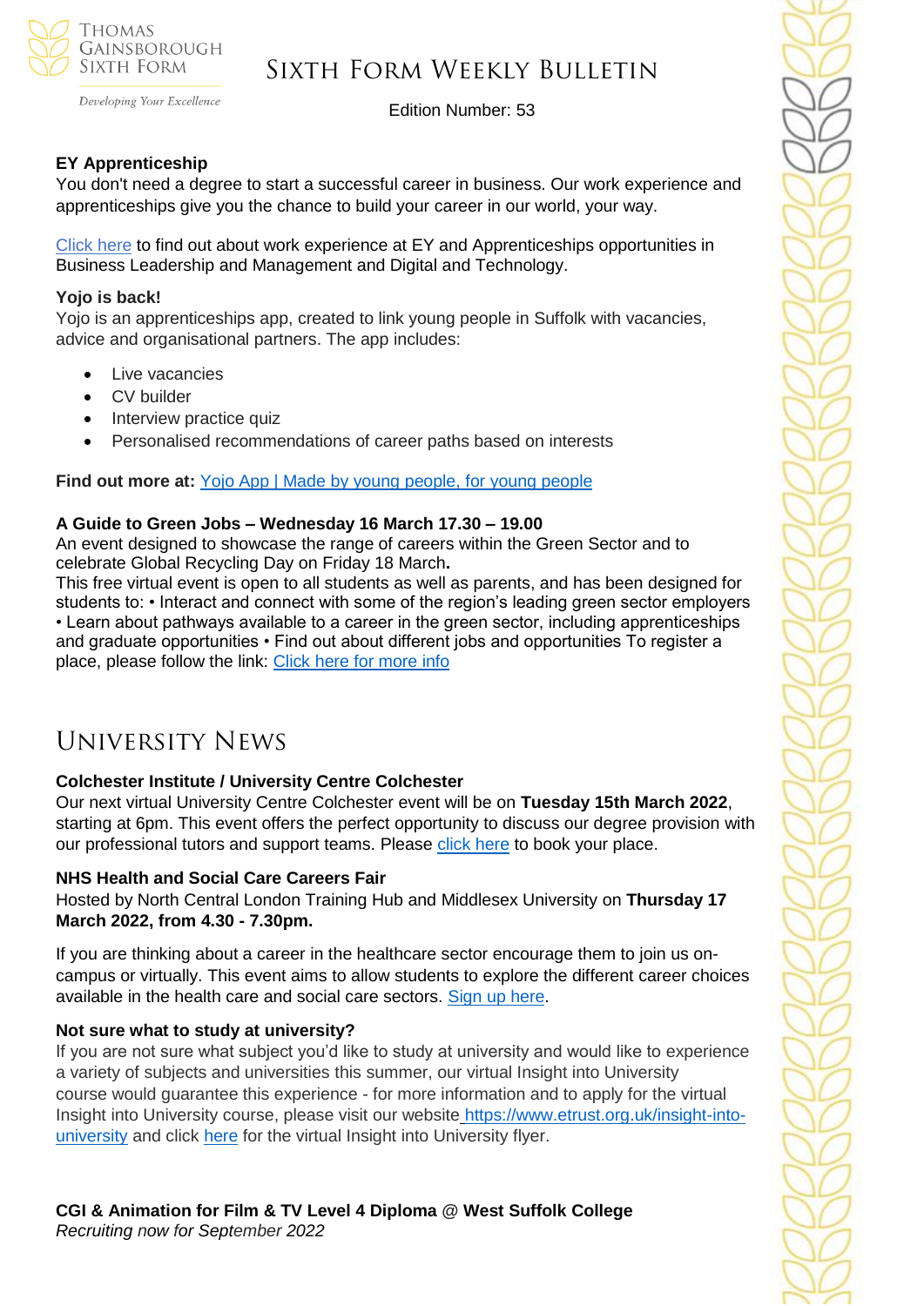**EY Apprenticeship**

You don't need a degree to start a successful career in business. Our work experience and apprenticeships give you the chance to build your career in our world, your way.

Click here to find out about work experience at EY and Apprenticeships opportunities in Business Leadership and Management and Digital and Technology.

**Yojo is back!**

Yojo is an apprenticeships app, created to link young people in Suffolk with vacancies, advice and organisational partners. The app includes:

- Live vacancies
- CV builder
- Interview practice quiz
- Personalised recommendations of career paths based on interests

**Find out more at:** Yojo App | Made by young people, for young people

**A Guide to Green Jobs – Wednesday 16 March 17.30 – 19.00**

An event designed to showcase the range of careers within the Green Sector and to celebrate Global Recycling Day on Friday 18 March**.**

This free virtual event is open to all students as well as parents, and has been designed for students to: • Interact and connect with some of the region's leading green sector employers • Learn about pathways available to a career in the green sector, including apprenticeships and graduate opportunities • Find out about different jobs and opportunities To register a place, please follow the link: Click here for more info

# University News

**Colchester Institute / University Centre Colchester**

Our next virtual University Centre Colchester event will be on **Tuesday 15th March 2022**, starting at 6pm. This event offers the perfect opportunity to discuss our degree provision with our professional tutors and support teams. Please click here to book your place.

**NHS Health and Social Care Careers Fair**

Hosted by North Central London Training Hub and Middlesex University on **Thursday 17 March 2022, from 4.30 - 7.30pm.**

If you are thinking about a career in the healthcare sector encourage them to join us on-campus or virtually. This event aims to allow students to explore the different career choices available in the health care and social care sectors. Sign up here.

**Not sure what to study at university?**

If you are not sure what subject you'd like to study at university and would like to experience a variety of subjects and universities this summer, our virtual Insight into University course would guarantee this experience - for more information and to apply for the virtual Insight into University course, please visit our website https://www.etrust.org.uk/insight-into-university and click here for the virtual Insight into University flyer.

**CGI & Animation for Film & TV Level 4 Diploma @ West Suffolk College**

*Recruiting now for September 2022*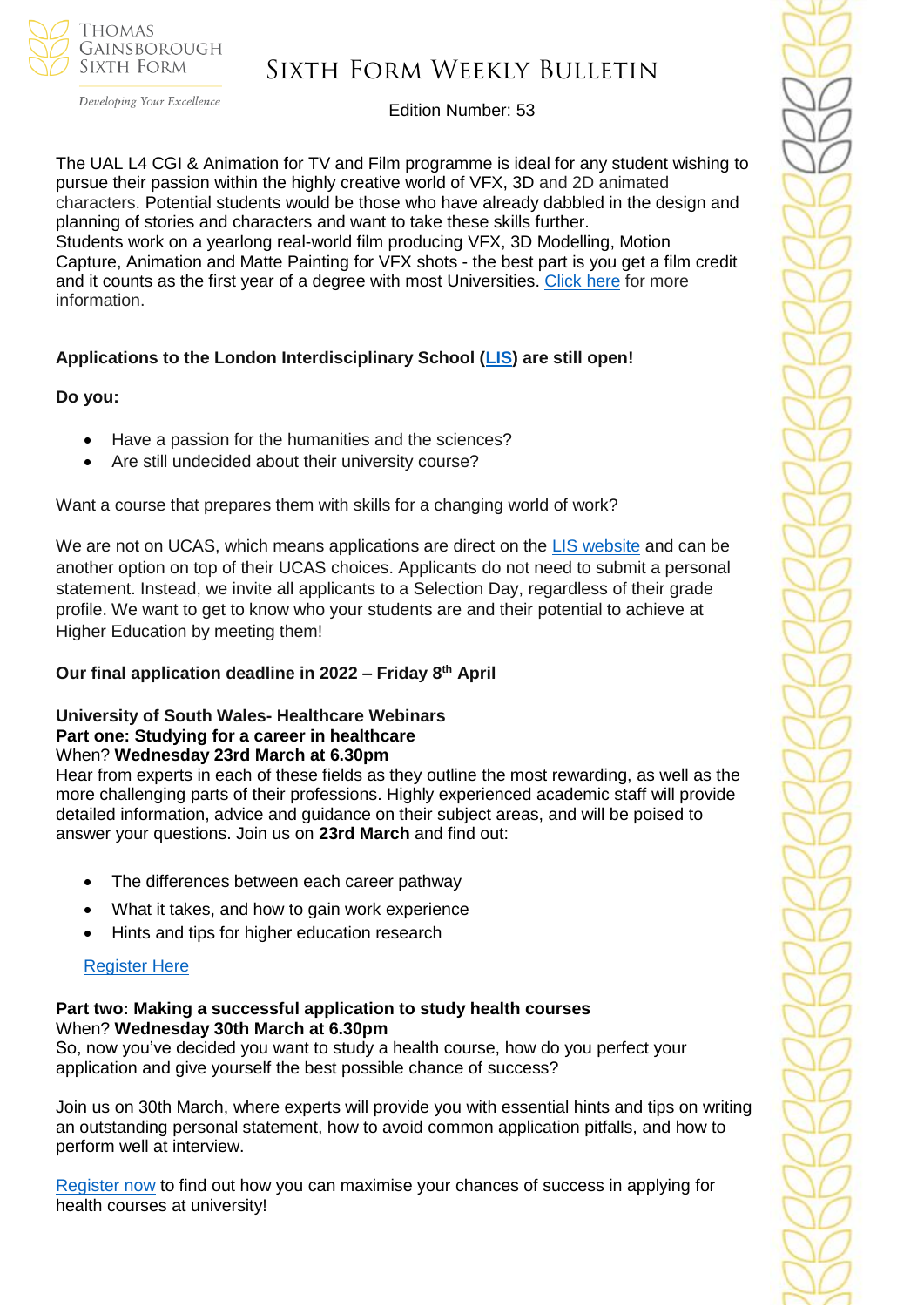The UAL L4 CGI & Animation for TV and Film programme is ideal for any student wishing to pursue their passion within the highly creative world of VFX, 3D and 2D animated characters. Potential students would be those who have already dabbled in the design and planning of stories and characters and want to take these skills further.
Students work on a yearlong real-world film producing VFX, 3D Modelling, Motion Capture, Animation and Matte Painting for VFX shots - the best part is you get a film credit and it counts as the first year of a degree with most Universities. Click here for more information.

**Applications to the London Interdisciplinary School (LIS) are still open!**

**Do you:**

- Have a passion for the humanities and the sciences?
- Are still undecided about their university course?

Want a course that prepares them with skills for a changing world of work?

We are not on UCAS, which means applications are direct on the LIS website and can be another option on top of their UCAS choices. Applicants do not need to submit a personal statement. Instead, we invite all applicants to a Selection Day, regardless of their grade profile. We want to get to know who your students are and their potential to achieve at Higher Education by meeting them!

**Our final application deadline in 2022 – Friday 8th April**

**University of South Wales- Healthcare Webinars**
**Part one: Studying for a career in healthcare**
When? **Wednesday 23rd March at 6.30pm**
Hear from experts in each of these fields as they outline the most rewarding, as well as the more challenging parts of their professions. Highly experienced academic staff will provide detailed information, advice and guidance on their subject areas, and will be poised to answer your questions. Join us on **23rd March** and find out:

- The differences between each career pathway
- What it takes, and how to gain work experience
- Hints and tips for higher education research

Register Here

**Part two: Making a successful application to study health courses**
When? **Wednesday 30th March at 6.30pm**
So, now you've decided you want to study a health course, how do you perfect your application and give yourself the best possible chance of success?

Join us on 30th March, where experts will provide you with essential hints and tips on writing an outstanding personal statement, how to avoid common application pitfalls, and how to perform well at interview.

Register now to find out how you can maximise your chances of success in applying for health courses at university!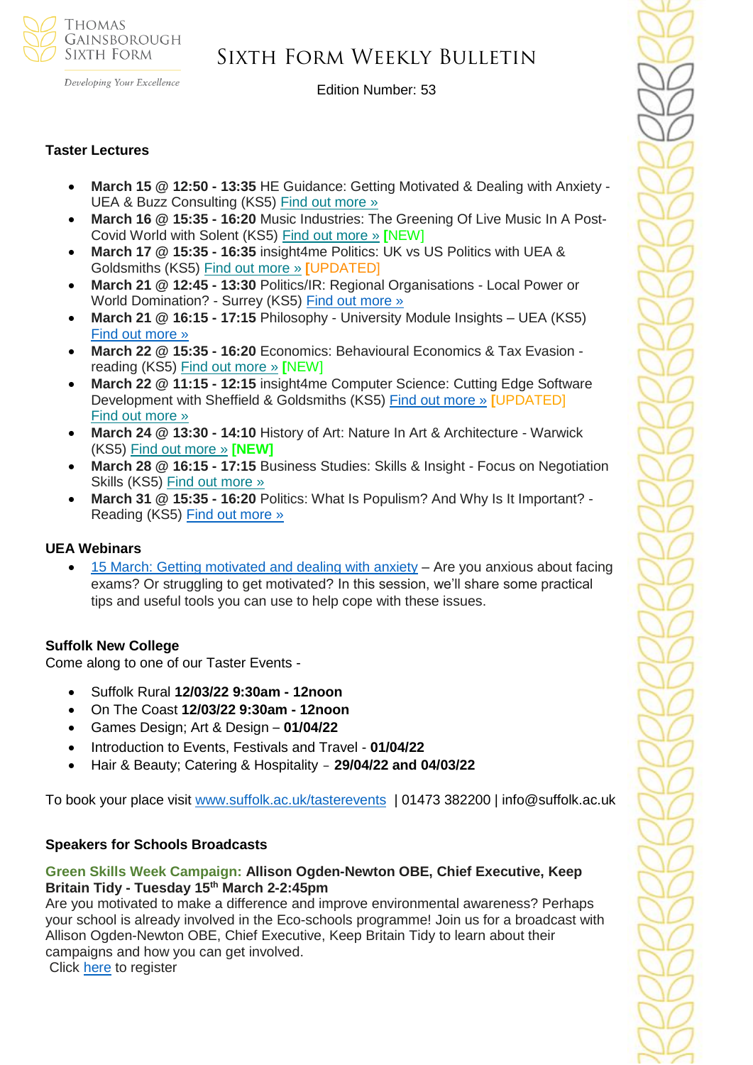## Taster Lectures

- **March 15 @ 12:50 - 13:35** HE Guidance: Getting Motivated & Dealing with Anxiety - UEA & Buzz Consulting (KS5) Find out more »
- **March 16 @ 15:35 - 16:20** Music Industries: The Greening Of Live Music In A Post-Covid World with Solent (KS5) Find out more » [NEW]
- **March 17 @ 15:35 - 16:35** insight4me Politics: UK vs US Politics with UEA & Goldsmiths (KS5) Find out more » [UPDATED]
- **March 21 @ 12:45 - 13:30** Politics/IR: Regional Organisations - Local Power or World Domination? - Surrey (KS5) Find out more »
- **March 21 @ 16:15 - 17:15** Philosophy - University Module Insights – UEA (KS5) Find out more »
- **March 22 @ 15:35 - 16:20** Economics: Behavioural Economics & Tax Evasion - reading (KS5) Find out more » **[NEW]**
- **March 22 @ 11:15 - 12:15** insight4me Computer Science: Cutting Edge Software Development with Sheffield & Goldsmiths (KS5) Find out more » [UPDATED] Find out more »
- **March 24 @ 13:30 - 14:10** History of Art: Nature In Art & Architecture - Warwick (KS5) Find out more » **[NEW]**
- **March 28 @ 16:15 - 17:15** Business Studies: Skills & Insight - Focus on Negotiation Skills (KS5) Find out more »
- **March 31 @ 15:35 - 16:20** Politics: What Is Populism? And Why Is It Important? - Reading (KS5) Find out more »

## UEA Webinars

- 15 March: Getting motivated and dealing with anxiety – Are you anxious about facing exams? Or struggling to get motivated? In this session, we'll share some practical tips and useful tools you can use to help cope with these issues.

## Suffolk New College

Come along to one of our Taster Events -

- Suffolk Rural **12/03/22 9:30am - 12noon**
- On The Coast **12/03/22 9:30am - 12noon**
- Games Design; Art & Design – **01/04/22**
- Introduction to Events, Festivals and Travel - **01/04/22**
- Hair & Beauty; Catering & Hospitality – **29/04/22 and 04/03/22**

To book your place visit www.suffolk.ac.uk/tasterevents | 01473 382200 | info@suffolk.ac.uk

## Speakers for Schools Broadcasts

**Green Skills Week Campaign: Allison Ogden-Newton OBE, Chief Executive, Keep Britain Tidy - Tuesday 15th March 2-2:45pm**

Are you motivated to make a difference and improve environmental awareness? Perhaps your school is already involved in the Eco-schools programme! Join us for a broadcast with Allison Ogden-Newton OBE, Chief Executive, Keep Britain Tidy to learn about their campaigns and how you can get involved.

Click here to register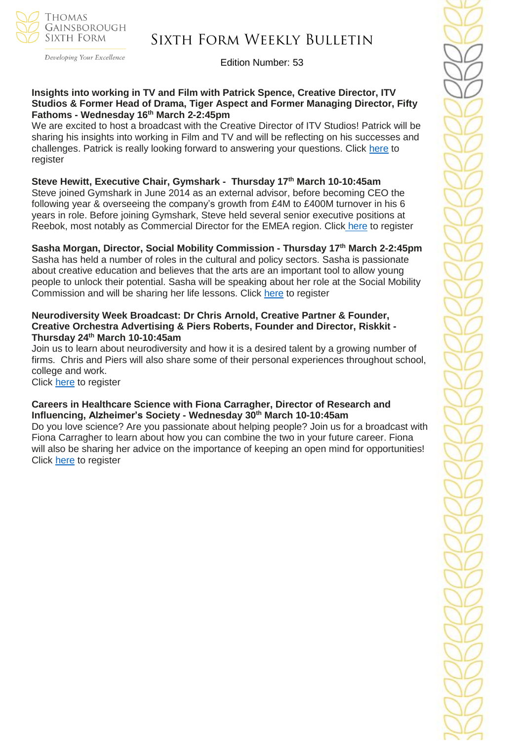**Insights into working in TV and Film with Patrick Spence, Creative Director, ITV Studios & Former Head of Drama, Tiger Aspect and Former Managing Director, Fifty Fathoms - Wednesday 16th March 2-2:45pm**

We are excited to host a broadcast with the Creative Director of ITV Studios! Patrick will be sharing his insights into working in Film and TV and will be reflecting on his successes and challenges. Patrick is really looking forward to answering your questions. Click here to register

**Steve Hewitt, Executive Chair, Gymshark - Thursday 17th March 10-10:45am**

Steve joined Gymshark in June 2014 as an external advisor, before becoming CEO the following year & overseeing the company's growth from £4M to £400M turnover in his 6 years in role. Before joining Gymshark, Steve held several senior executive positions at Reebok, most notably as Commercial Director for the EMEA region. Click here to register

**Sasha Morgan, Director, Social Mobility Commission - Thursday 17th March 2-2:45pm**

Sasha has held a number of roles in the cultural and policy sectors. Sasha is passionate about creative education and believes that the arts are an important tool to allow young people to unlock their potential. Sasha will be speaking about her role at the Social Mobility Commission and will be sharing her life lessons. Click here to register

**Neurodiversity Week Broadcast: Dr Chris Arnold, Creative Partner & Founder, Creative Orchestra Advertising & Piers Roberts, Founder and Director, Riskkit - Thursday 24th March 10-10:45am**

Join us to learn about neurodiversity and how it is a desired talent by a growing number of firms. Chris and Piers will also share some of their personal experiences throughout school, college and work.

Click here to register

**Careers in Healthcare Science with Fiona Carragher, Director of Research and Influencing, Alzheimer's Society - Wednesday 30th March 10-10:45am**

Do you love science? Are you passionate about helping people? Join us for a broadcast with Fiona Carragher to learn about how you can combine the two in your future career. Fiona will also be sharing her advice on the importance of keeping an open mind for opportunities! Click here to register